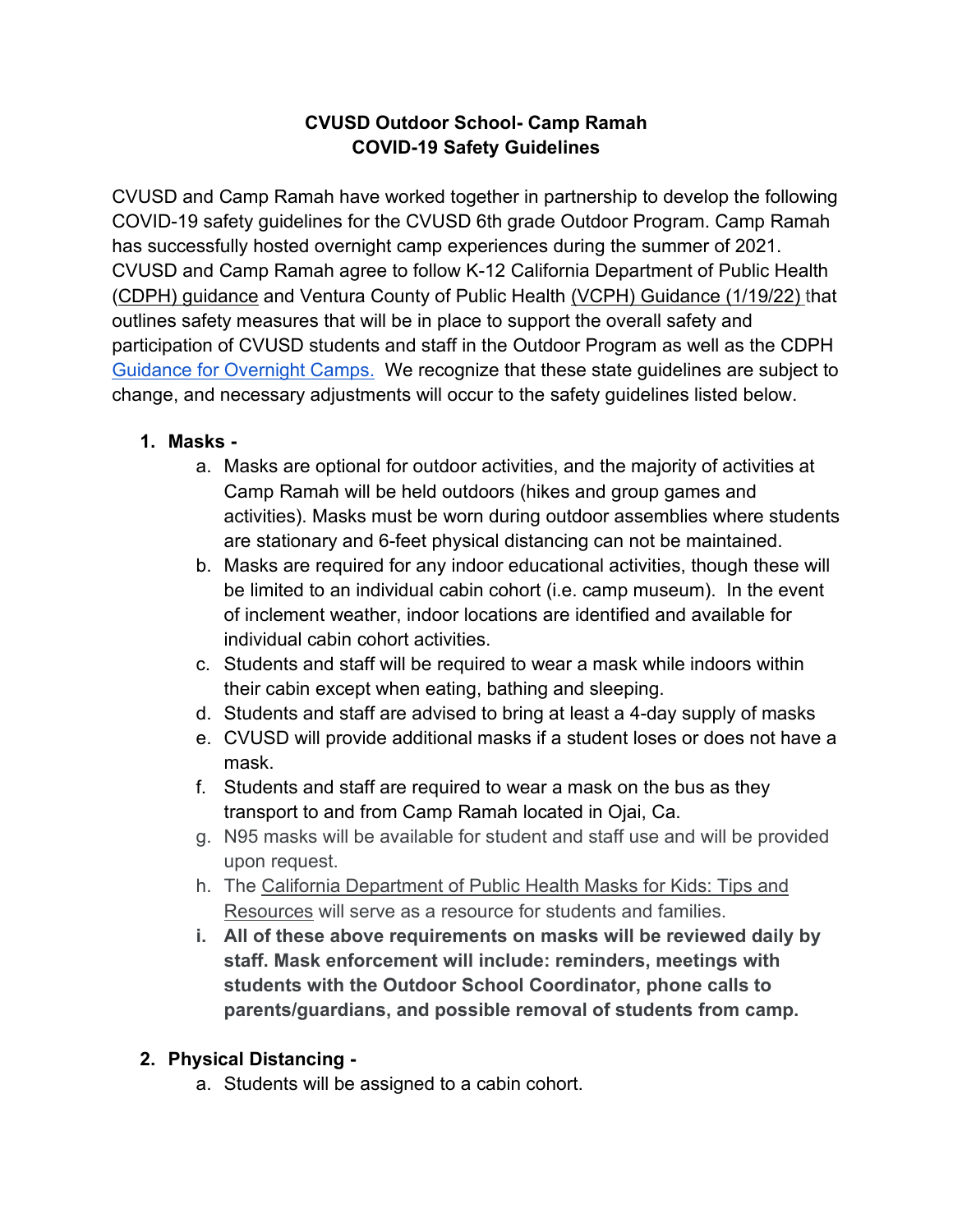# CVUSD Outdoor School- Camp Ramah
# COVID-19 Safety Guidelines

CVUSD and Camp Ramah have worked together in partnership to develop the following COVID-19 safety guidelines for the CVUSD 6th grade Outdoor Program. Camp Ramah has successfully hosted overnight camp experiences during the summer of 2021. CVUSD and Camp Ramah agree to follow K-12 California Department of Public Health (CDPH) guidance and Ventura County of Public Health (VCPH) Guidance (1/19/22) that outlines safety measures that will be in place to support the overall safety and participation of CVUSD students and staff in the Outdoor Program as well as the CDPH Guidance for Overnight Camps. We recognize that these state guidelines are subject to change, and necessary adjustments will occur to the safety guidelines listed below.

1. **Masks -**
   a. Masks are optional for outdoor activities, and the majority of activities at Camp Ramah will be held outdoors (hikes and group games and activities). Masks must be worn during outdoor assemblies where students are stationary and 6-feet physical distancing can not be maintained.
   b. Masks are required for any indoor educational activities, though these will be limited to an individual cabin cohort (i.e. camp museum). In the event of inclement weather, indoor locations are identified and available for individual cabin cohort activities.
   c. Students and staff will be required to wear a mask while indoors within their cabin except when eating, bathing and sleeping.
   d. Students and staff are advised to bring at least a 4-day supply of masks
   e. CVUSD will provide additional masks if a student loses or does not have a mask.
   f. Students and staff are required to wear a mask on the bus as they transport to and from Camp Ramah located in Ojai, Ca.
   g. N95 masks will be available for student and staff use and will be provided upon request.
   h. The California Department of Public Health Masks for Kids: Tips and Resources will serve as a resource for students and families.
   i. **All of these above requirements on masks will be reviewed daily by staff. Mask enforcement will include: reminders, meetings with students with the Outdoor School Coordinator, phone calls to parents/guardians, and possible removal of students from camp.**

2. **Physical Distancing -**
   a. Students will be assigned to a cabin cohort.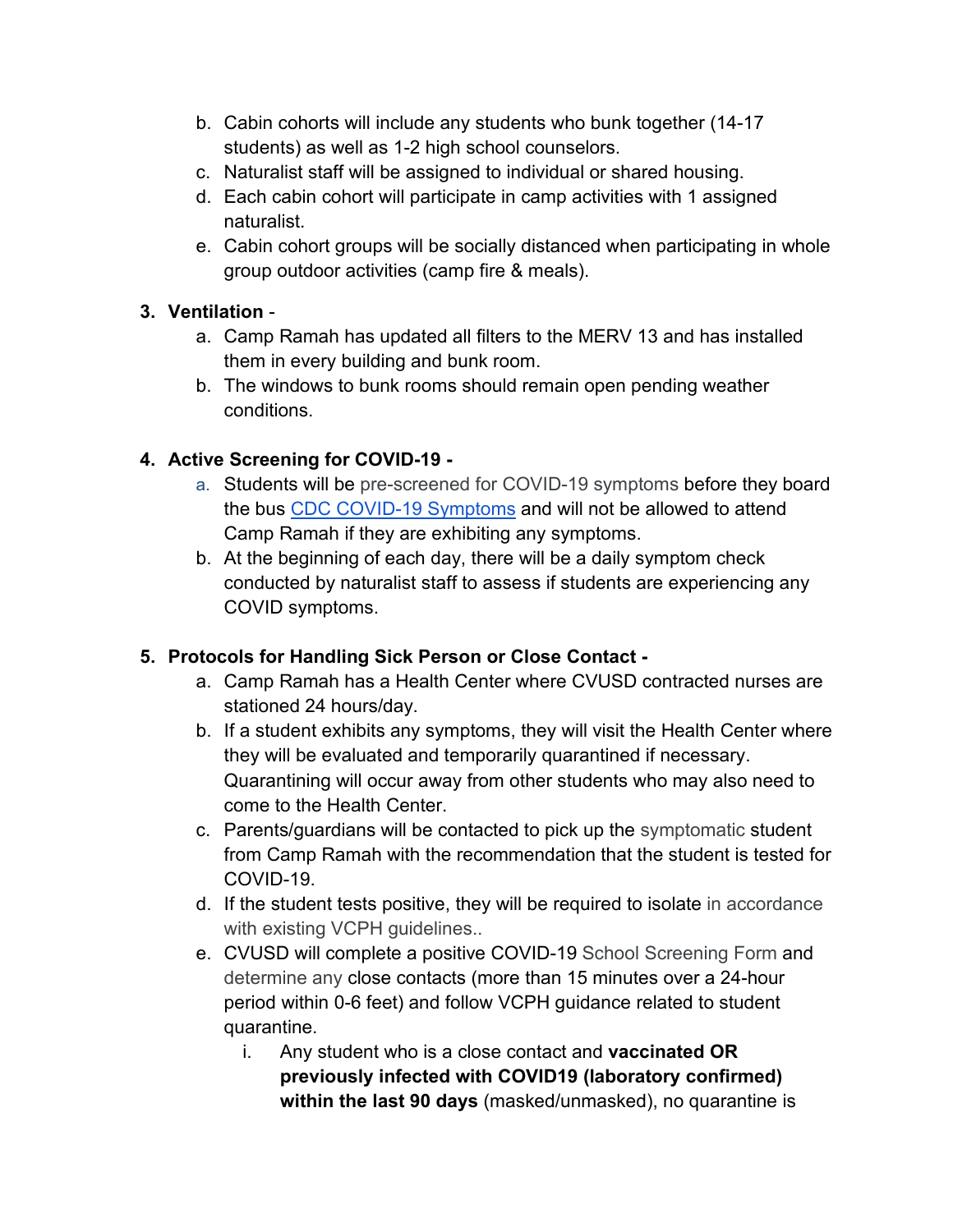b. Cabin cohorts will include any students who bunk together (14-17 students) as well as 1-2 high school counselors.
c. Naturalist staff will be assigned to individual or shared housing.
d. Each cabin cohort will participate in camp activities with 1 assigned naturalist.
e. Cabin cohort groups will be socially distanced when participating in whole group outdoor activities (camp fire & meals).

3. **Ventilation** -
   a. Camp Ramah has updated all filters to the MERV 13 and has installed them in every building and bunk room.
   b. The windows to bunk rooms should remain open pending weather conditions.

4. **Active Screening for COVID-19 -**
   a. Students will be pre-screened for COVID-19 symptoms before they board the bus [CDC COVID-19 Symptoms] and will not be allowed to attend Camp Ramah if they are exhibiting any symptoms.
   b. At the beginning of each day, there will be a daily symptom check conducted by naturalist staff to assess if students are experiencing any COVID symptoms.

5. **Protocols for Handling Sick Person or Close Contact -**
   a. Camp Ramah has a Health Center where CVUSD contracted nurses are stationed 24 hours/day.
   b. If a student exhibits any symptoms, they will visit the Health Center where they will be evaluated and temporarily quarantined if necessary. Quarantining will occur away from other students who may also need to come to the Health Center.
   c. Parents/guardians will be contacted to pick up the symptomatic student from Camp Ramah with the recommendation that the student is tested for COVID-19.
   d. If the student tests positive, they will be required to isolate in accordance with existing VCPH guidelines..
   e. CVUSD will complete a positive COVID-19 School Screening Form and determine any close contacts (more than 15 minutes over a 24-hour period within 0-6 feet) and follow VCPH guidance related to student quarantine.
      i. Any student who is a close contact and **vaccinated OR previously infected with COVID19 (laboratory confirmed) within the last 90 days** (masked/unmasked), no quarantine is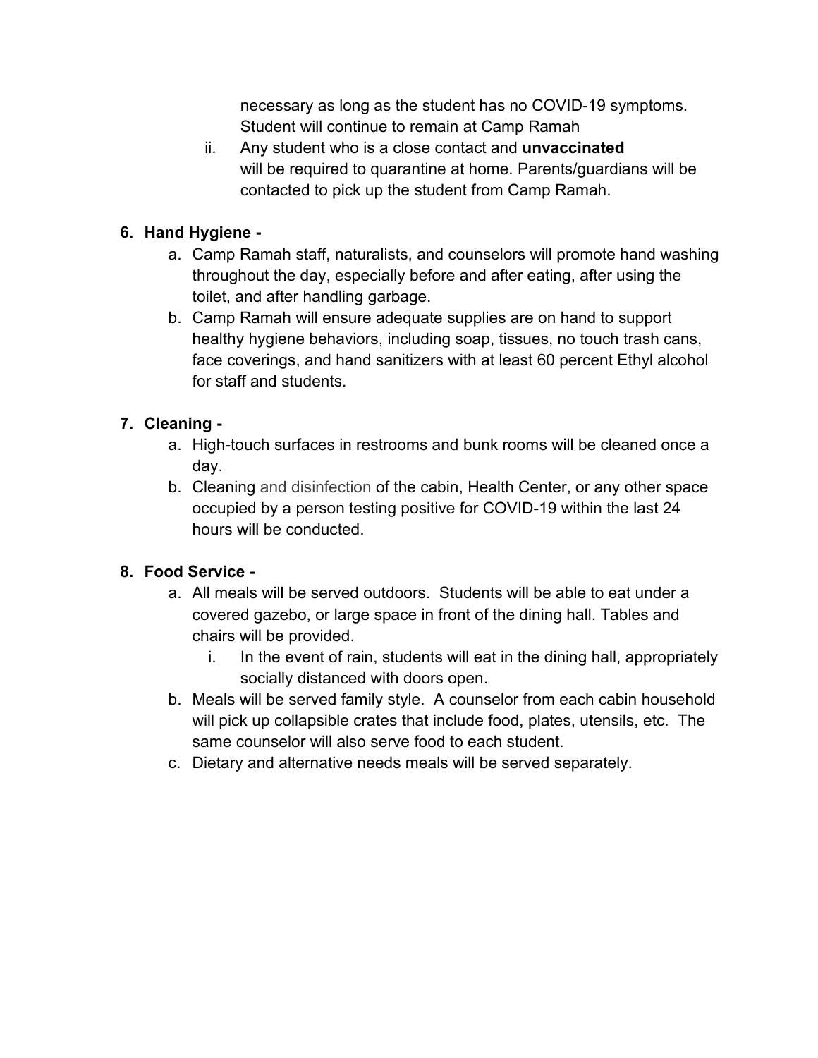necessary as long as the student has no COVID-19 symptoms. Student will continue to remain at Camp Ramah

   ii. Any student who is a close contact and **unvaccinated** will be required to quarantine at home. Parents/guardians will be contacted to pick up the student from Camp Ramah.

6. **Hand Hygiene -**
   a. Camp Ramah staff, naturalists, and counselors will promote hand washing throughout the day, especially before and after eating, after using the toilet, and after handling garbage.
   b. Camp Ramah will ensure adequate supplies are on hand to support healthy hygiene behaviors, including soap, tissues, no touch trash cans, face coverings, and hand sanitizers with at least 60 percent Ethyl alcohol for staff and students.

7. **Cleaning -**
   a. High-touch surfaces in restrooms and bunk rooms will be cleaned once a day.
   b. Cleaning and disinfection of the cabin, Health Center, or any other space occupied by a person testing positive for COVID-19 within the last 24 hours will be conducted.

8. **Food Service -**
   a. All meals will be served outdoors. Students will be able to eat under a covered gazebo, or large space in front of the dining hall. Tables and chairs will be provided.
      i. In the event of rain, students will eat in the dining hall, appropriately socially distanced with doors open.
   b. Meals will be served family style. A counselor from each cabin household will pick up collapsible crates that include food, plates, utensils, etc. The same counselor will also serve food to each student.
   c. Dietary and alternative needs meals will be served separately.